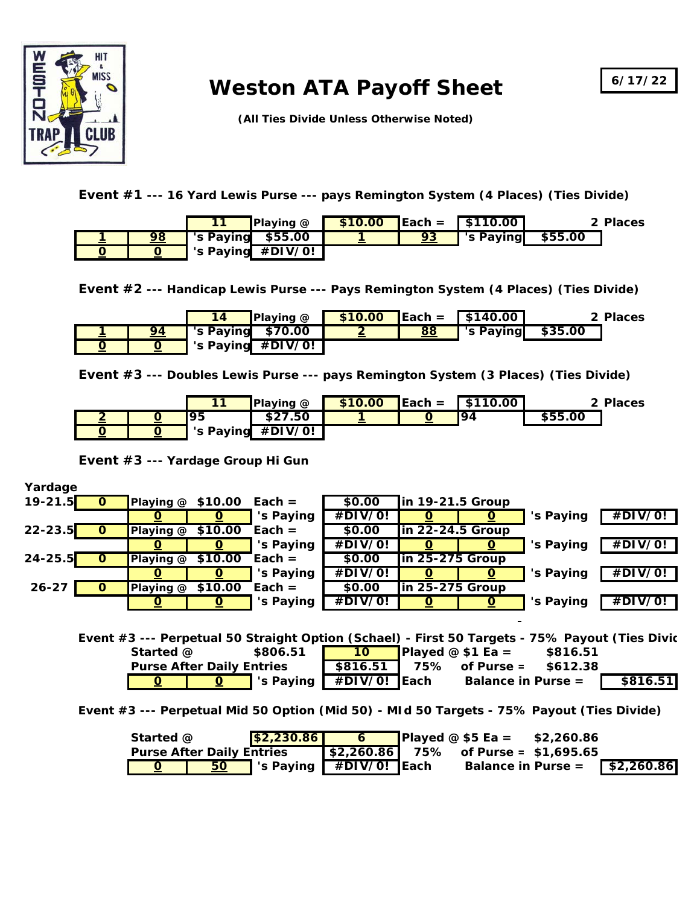# Weston ATA Payoff Sheet

**6/17/22**

**(All Ties Divide Unless Otherwise Noted)**

**Event #1 --- 16 Yard Lewis Purse --- pays Remington System (4 Places) (Ties Divide)**

| | | | | | | | | |
|---|---|---|---|---|---|---|---|---|
| | | 11 | Playing @ | $10.00 | Each = | $110.00 | | 2 Places |
| 1 | 98 | 's Paying | $55.00 | 1 | 93 | 's Paying | $55.00 | |
| 0 | 0 | 's Paying | #DIV/0! | | | | | |

**Event #2 --- Handicap Lewis Purse --- Pays Remington System (4 Places) (Ties Divide)**

| | | | | | | | | |
|---|---|---|---|---|---|---|---|---|
| | | 14 | Playing @ | $10.00 | Each = | $140.00 | | 2 Places |
| 1 | 94 | 's Paying | $70.00 | 2 | 88 | 's Paying | $35.00 | |
| 0 | 0 | 's Paying | #DIV/0! | | | | | |

**Event #3 --- Doubles Lewis Purse --- pays Remington System (3 Places) (Ties Divide)**

| | | | | | | | | |
|---|---|---|---|---|---|---|---|---|
| | | 11 | Playing @ | $10.00 | Each = | $110.00 | | 2 Places |
| 2 | 0 | 95 | $27.50 | 1 | 0 | 94 | $55.00 | |
| 0 | 0 | 's Paying | #DIV/0! | | | | | |

**Event #3 --- Yardage Group Hi Gun**

| Yardage | | | | | | | | | |
|---|---|---|---|---|---|---|---|---|---|
| 19-21.5 | 0 | Playing @ | $10.00 | Each = | $0.00 | in 19-21.5 Group | | | |
| | 0 | 0 | | 's Paying | #DIV/0! | 0 | 0 | 's Paying | #DIV/0! |
| 22-23.5 | 0 | Playing @ | $10.00 | Each = | $0.00 | in 22-24.5 Group | | | |
| | 0 | 0 | | 's Paying | #DIV/0! | 0 | 0 | 's Paying | #DIV/0! |
| 24-25.5 | 0 | Playing @ | $10.00 | Each = | $0.00 | in 25-275 Group | | | |
| | 0 | 0 | | 's Paying | #DIV/0! | 0 | 0 | 's Paying | #DIV/0! |
| 26-27 | 0 | Playing @ | $10.00 | Each = | $0.00 | in 25-275 Group | | | |
| | 0 | 0 | | 's Paying | #DIV/0! | 0 | 0 | 's Paying | #DIV/0! |

**Event #3 --- Perpetual 50 Straight Option (Schael) - First 50 Targets - 75% Payout (Ties Divic**

| | | | | | | |
|---|---|---|---|---|---|---|
| Started @ | | $806.51 | 10 | Played @ $1 Ea = | $816.51 | |
| Purse After Daily Entries | | | $816.51 | 75% | of Purse = | $612.38 |
| 0 | 0 | 's Paying | #DIV/0! | Each | Balance in Purse = | $816.51 |

**Event #3 --- Perpetual Mid 50 Option (Mid 50) - MId 50 Targets - 75% Payout (Ties Divide)**

| | | | | | | |
|---|---|---|---|---|---|---|
| Started @ | | $2,230.86 | 6 | Played @ $5 Ea = | $2,260.86 | |
| Purse After Daily Entries | | | $2,260.86 | 75% | of Purse = | $1,695.65 |
| 0 | 50 | 's Paying | #DIV/0! | Each | Balance in Purse = | $2,260.86 |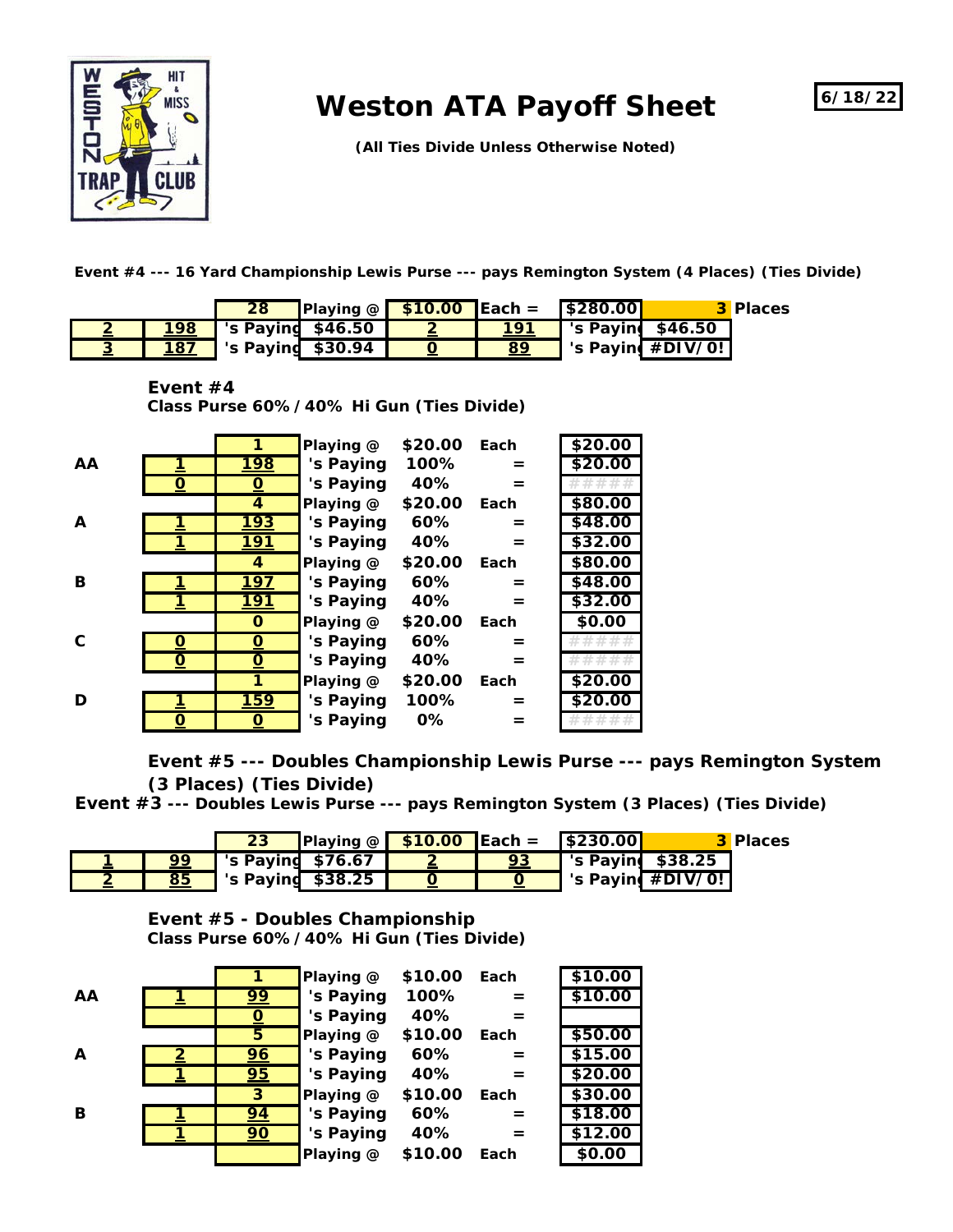# Weston ATA Payoff Sheet

**6/18/22**

**(All Ties Divide Unless Otherwise Noted)**

**Event #4 --- 16 Yard Championship Lewis Purse --- pays Remington System (4 Places) (Ties Divide)**

| | | | | | | | | | |
|---|---|---|---|---|---|---|---|---|---|
| | | 28 | Playing @ | $10.00 | Each = | $280.00 | | 3 | Places |
| 2 | 198 | 's Paying | $46.50 | 2 | 191 | 's Paying | $46.50 | | |
| 3 | 187 | 's Paying | $30.94 | 0 | 89 | 's Paying | #DIV/0! | | |

**Event #4**
**Class Purse 60% / 40% Hi Gun (Ties Divide)**

| | | | | | | | |
|---|---|---|---|---|---|---|---|
| | | 1 | Playing @ | $20.00 | Each | | $20.00 |
| AA | 1 | 198 | 's Paying | 100% | = | | $20.00 |
| | 0 | 0 | 's Paying | 40% | = | | ##### |
| | | 4 | Playing @ | $20.00 | Each | | $80.00 |
| A | 1 | 193 | 's Paying | 60% | = | | $48.00 |
| | 1 | 191 | 's Paying | 40% | = | | $32.00 |
| | | 4 | Playing @ | $20.00 | Each | | $80.00 |
| B | 1 | 197 | 's Paying | 60% | = | | $48.00 |
| | 1 | 191 | 's Paying | 40% | = | | $32.00 |
| | | 0 | Playing @ | $20.00 | Each | | $0.00 |
| C | 0 | 0 | 's Paying | 60% | = | | ##### |
| | 0 | 0 | 's Paying | 40% | = | | ##### |
| | | 1 | Playing @ | $20.00 | Each | | $20.00 |
| D | 1 | 159 | 's Paying | 100% | = | | $20.00 |
| | 0 | 0 | 's Paying | 0% | = | | ##### |

**Event #5 --- Doubles Championship Lewis Purse --- pays Remington System (3 Places) (Ties Divide)**

**Event #3 --- Doubles Lewis Purse --- pays Remington System (3 Places) (Ties Divide)**

| | | | | | | | | | |
|---|---|---|---|---|---|---|---|---|---|
| | | 23 | Playing @ | $10.00 | Each = | $230.00 | | 3 | Places |
| 1 | 99 | 's Paying | $76.67 | 2 | 93 | 's Paying | $38.25 | | |
| 2 | 85 | 's Paying | $38.25 | 0 | 0 | 's Paying | #DIV/0! | | |

**Event #5 - Doubles Championship**
**Class Purse 60% / 40% Hi Gun (Ties Divide)**

| | | | | | | | |
|---|---|---|---|---|---|---|---|
| | | 1 | Playing @ | $10.00 | Each | | $10.00 |
| AA | 1 | 99 | 's Paying | 100% | = | | $10.00 |
| | | 0 | 's Paying | 40% | = | | |
| | | 5 | Playing @ | $10.00 | Each | | $50.00 |
| A | 2 | 96 | 's Paying | 60% | = | | $15.00 |
| | 1 | 95 | 's Paying | 40% | = | | $20.00 |
| | | 3 | Playing @ | $10.00 | Each | | $30.00 |
| B | 1 | 94 | 's Paying | 60% | = | | $18.00 |
| | 1 | 90 | 's Paying | 40% | = | | $12.00 |
| | | | Playing @ | $10.00 | Each | | $0.00 |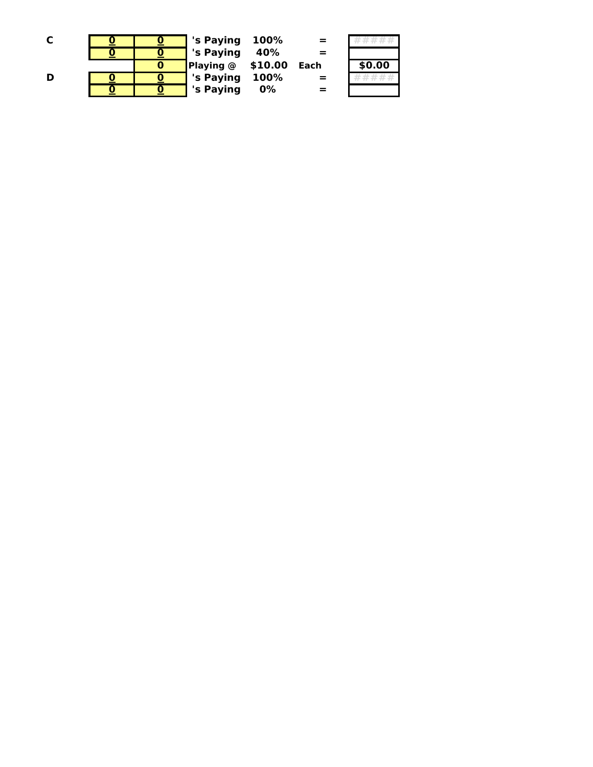| | | | | | | |
|---|---|---|---|---|---|---|
| C | 0 | 0 | 's Paying | 100% | = | ##### |
| | 0 | 0 | 's Paying | 40% | = | |
| | | 0 | Playing @ | $10.00 | Each | $0.00 |
| D | 0 | 0 | 's Paying | 100% | = | ##### |
| | 0 | 0 | 's Paying | 0% | = | |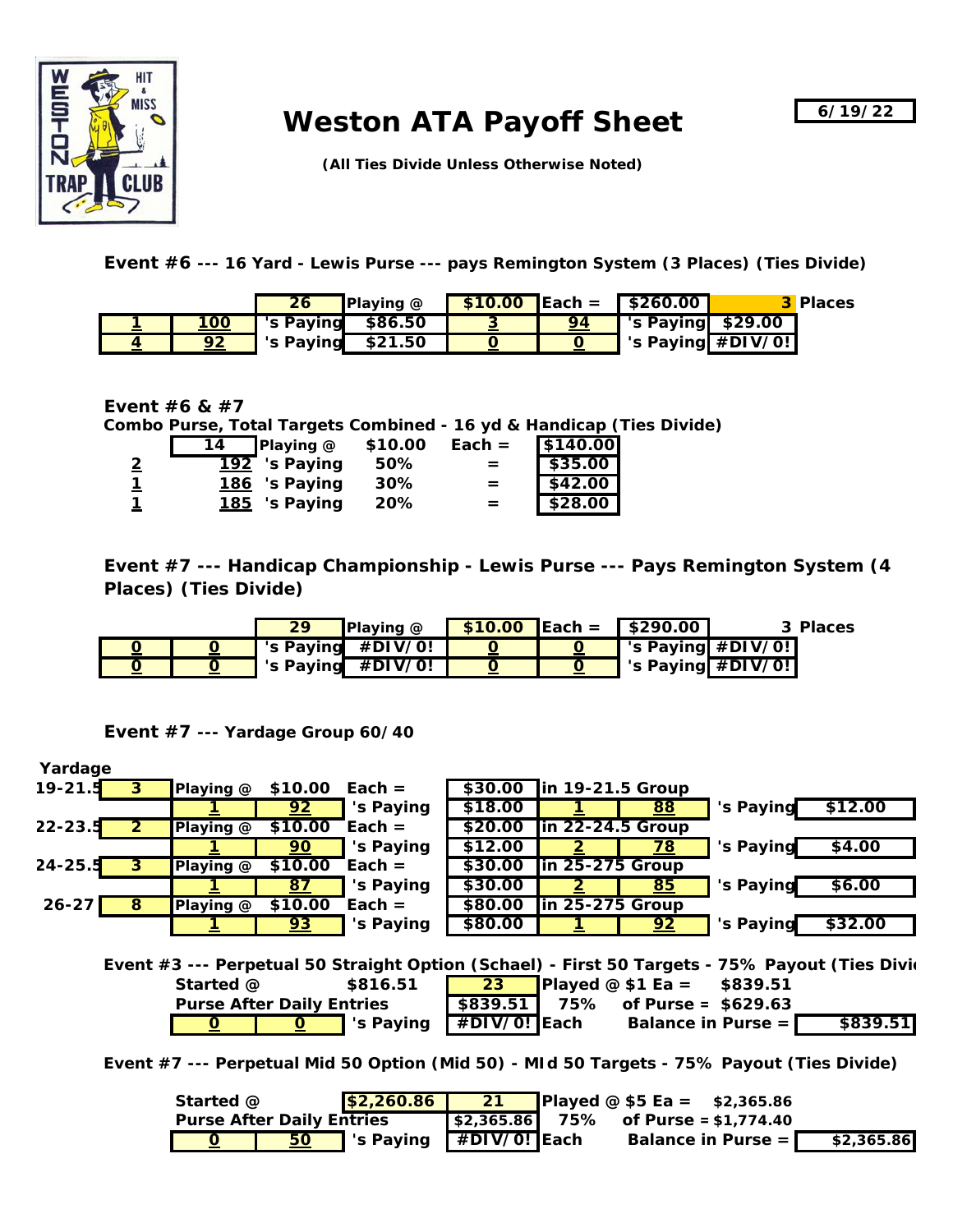# Weston ATA Payoff Sheet

6/19/22

**(All Ties Divide Unless Otherwise Noted)**

**Event #6 --- 16 Yard - Lewis Purse --- pays Remington System (3 Places) (Ties Divide)**

| | | | | | | | | |
|---|---|---|---|---|---|---|---|---|
| | | 26 | Playing @ | $10.00 | Each = | $260.00 | 3 | Places |
| 1 | 100 | 's Paying | $86.50 | 3 | 94 | 's Paying | $29.00 | |
| 4 | 92 | 's Paying | $21.50 | 0 | 0 | 's Paying | #DIV/0! | |

**Event #6 & #7**

**Combo Purse, Total Targets Combined - 16 yd & Handicap (Ties Divide)**

| | | | | | |
|---|---|---|---|---|---|
| | 14 | Playing @ | $10.00 | Each = | $140.00 |
| 2 | 192 | 's Paying | 50% | = | $35.00 |
| 1 | 186 | 's Paying | 30% | = | $42.00 |
| 1 | 185 | 's Paying | 20% | = | $28.00 |

**Event #7 --- Handicap Championship - Lewis Purse --- Pays Remington System (4 Places) (Ties Divide)**

| | | | | | | | | |
|---|---|---|---|---|---|---|---|---|
| | | 29 | Playing @ | $10.00 | Each = | $290.00 | 3 | Places |
| 0 | 0 | 's Paying | #DIV/0! | 0 | 0 | 's Paying | #DIV/0! | |
| 0 | 0 | 's Paying | #DIV/0! | 0 | 0 | 's Paying | #DIV/0! | |

**Event #7 --- Yardage Group 60/40**

| Yardage | | | | | | | | | |
|---|---|---|---|---|---|---|---|---|---|
| 19-21.5 | 3 | Playing @ | $10.00 | Each = | $30.00 | in 19-21.5 Group | | | |
| | | 1 | 92 | 's Paying | $18.00 | 1 | 88 | 's Paying | $12.00 |
| 22-23.5 | 2 | Playing @ | $10.00 | Each = | $20.00 | in 22-24.5 Group | | | |
| | | 1 | 90 | 's Paying | $12.00 | 2 | 78 | 's Paying | $4.00 |
| 24-25.5 | 3 | Playing @ | $10.00 | Each = | $30.00 | in 25-275 Group | | | |
| | | 1 | 87 | 's Paying | $30.00 | 2 | 85 | 's Paying | $6.00 |
| 26-27 | 8 | Playing @ | $10.00 | Each = | $80.00 | in 25-275 Group | | | |
| | | 1 | 93 | 's Paying | $80.00 | 1 | 92 | 's Paying | $32.00 |

**Event #3 --- Perpetual 50 Straight Option (Schael) - First 50 Targets - 75% Payout (Ties Divi**

| | | | | | | | |
|---|---|---|---|---|---|---|---|
| Started @ | | $816.51 | 23 | Played @ $1 Ea = | $839.51 | | |
| Purse After Daily Entries | | | $839.51 | 75% | of Purse = | $629.63 | |
| 0 | 0 | 's Paying | #DIV/0! | Each | Balance in Purse = | | $839.51 |

**Event #7 --- Perpetual Mid 50 Option (Mid 50) - MId 50 Targets - 75% Payout (Ties Divide)**

| | | | | | | | |
|---|---|---|---|---|---|---|---|
| Started @ | | $2,260.86 | 21 | Played @ $5 Ea = | $2,365.86 | | |
| Purse After Daily Entries | | | $2,365.86 | 75% | of Purse = | $1,774.40 | |
| 0 | 50 | 's Paying | #DIV/0! | Each | Balance in Purse = | | $2,365.86 |